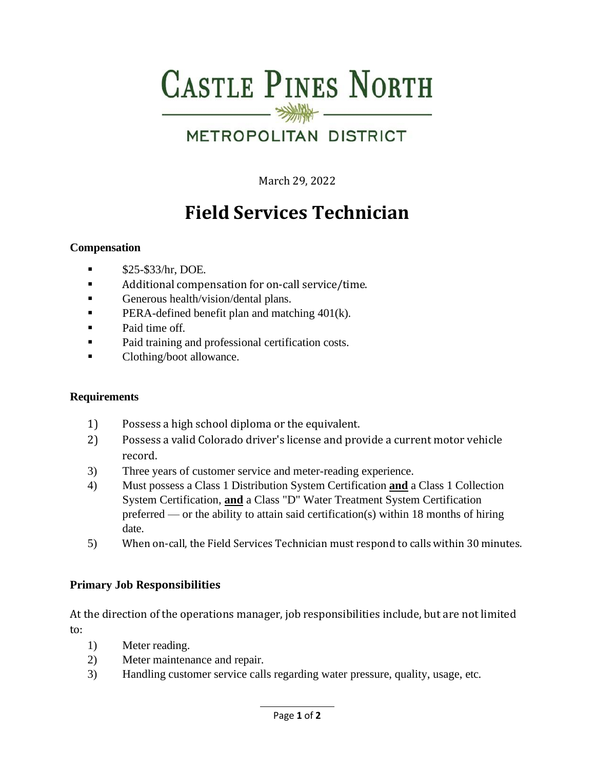# Castle Pines North Metropolitan District

March 29, 2022

## Field Services Technician

### Compensation

- $25-$33/hr, DOE.
- Additional compensation for on-call service/time.
- Generous health/vision/dental plans.
- PERA-defined benefit plan and matching 401(k).
- Paid time off.
- Paid training and professional certification costs.
- Clothing/boot allowance.

### Requirements

1) Possess a high school diploma or the equivalent.
2) Possess a valid Colorado driver's license and provide a current motor vehicle record.
3) Three years of customer service and meter-reading experience.
4) Must possess a Class 1 Distribution System Certification **<u>and</u>** a Class 1 Collection System Certification, **<u>and</u>** a Class "D" Water Treatment System Certification preferred — or the ability to attain said certification(s) within 18 months of hiring date.
5) When on-call, the Field Services Technician must respond to calls within 30 minutes.

### Primary Job Responsibilities

At the direction of the operations manager, job responsibilities include, but are not limited to:

1) Meter reading.
2) Meter maintenance and repair.
3) Handling customer service calls regarding water pressure, quality, usage, etc.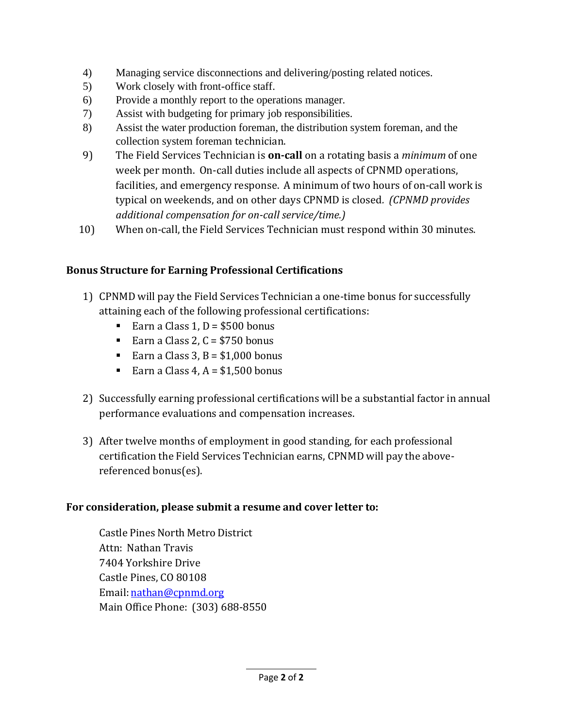4) Managing service disconnections and delivering/posting related notices.
5) Work closely with front-office staff.
6) Provide a monthly report to the operations manager.
7) Assist with budgeting for primary job responsibilities.
8) Assist the water production foreman, the distribution system foreman, and the collection system foreman technician.
9) The Field Services Technician is **on-call** on a rotating basis a *minimum* of one week per month. On-call duties include all aspects of CPNMD operations, facilities, and emergency response. A minimum of two hours of on-call work is typical on weekends, and on other days CPNMD is closed. *(CPNMD provides additional compensation for on-call service/time.)*
10) When on-call, the Field Services Technician must respond within 30 minutes.

**Bonus Structure for Earning Professional Certifications**

1) CPNMD will pay the Field Services Technician a one-time bonus for successfully attaining each of the following professional certifications:
   - Earn a Class 1, D = $500 bonus
   - Earn a Class 2, C = $750 bonus
   - Earn a Class 3, B = $1,000 bonus
   - Earn a Class 4, A = $1,500 bonus

2) Successfully earning professional certifications will be a substantial factor in annual performance evaluations and compensation increases.

3) After twelve months of employment in good standing, for each professional certification the Field Services Technician earns, CPNMD will pay the above-referenced bonus(es).

**For consideration, please submit a resume and cover letter to:**

Castle Pines North Metro District
Attn: Nathan Travis
7404 Yorkshire Drive
Castle Pines, CO 80108
Email: nathan@cpnmd.org
Main Office Phone: (303) 688-8550